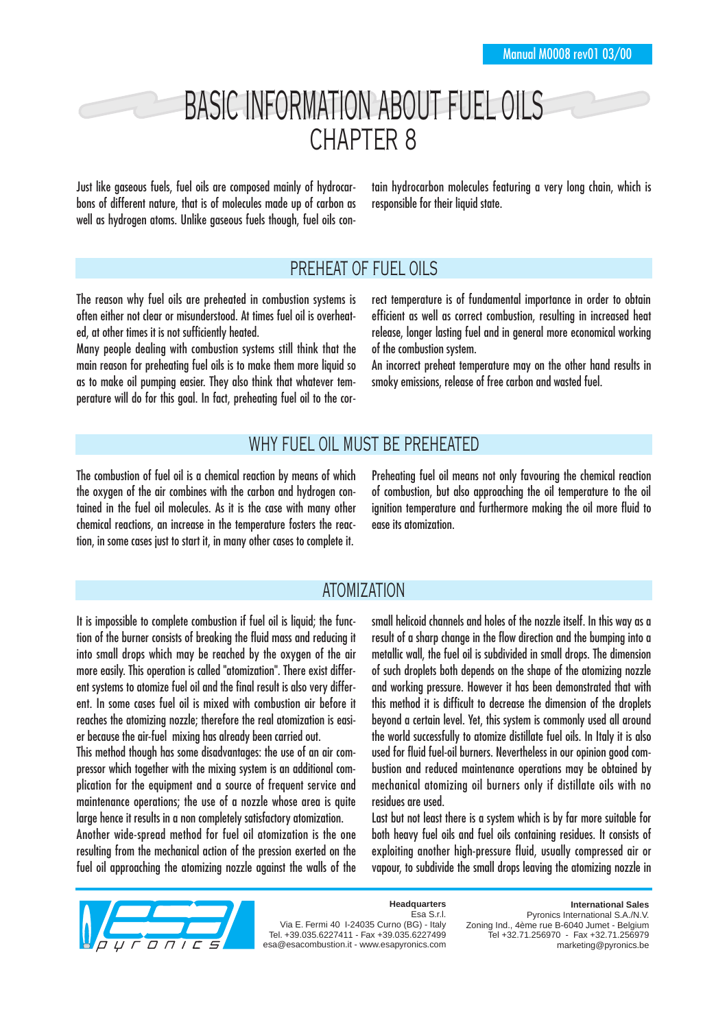# BASIC INFORMATION ABOUT FUEL OILS

## CHAPTER 8

Just like gaseous fuels, fuel oils are composed mainly of hydrocarbons of different nature, that is of molecules made up of carbon as well as hydrogen atoms. Unlike gaseous fuels though, fuel oils contain hydrocarbon molecules featuring a very long chain, which is responsible for their liquid state.

## PREHEAT OF FUEL OILS

The reason why fuel oils are preheated in combustion systems is often either not clear or misunderstood. At times fuel oil is overheated, at other times it is not sufficiently heated.

Many people dealing with combustion systems still think that the main reason for preheating fuel oils is to make them more liquid so as to make oil pumping easier. They also think that whatever temperature will do for this goal. In fact, preheating fuel oil to the correct temperature is of fundamental importance in order to obtain efficient as well as correct combustion, resulting in increased heat release, longer lasting fuel and in general more economical working of the combustion system.

An incorrect preheat temperature may on the other hand results in smoky emissions, release of free carbon and wasted fuel.

## WHY FUEL OIL MUST BE PREHEATED

The combustion of fuel oil is a chemical reaction by means of which the oxygen of the air combines with the carbon and hydrogen contained in the fuel oil molecules. As it is the case with many other chemical reactions, an increase in the temperature fosters the reaction, in some cases just to start it, in many other cases to complete it.

Preheating fuel oil means not only favouring the chemical reaction of combustion, but also approaching the oil temperature to the oil ignition temperature and furthermore making the oil more fluid to ease its atomization.

## ATOMIZATION

It is impossible to complete combustion if fuel oil is liquid; the function of the burner consists of breaking the fluid mass and reducing it into small drops which may be reached by the oxygen of the air more easily. This operation is called "atomization". There exist different systems to atomize fuel oil and the final result is also very different. In some cases fuel oil is mixed with combustion air before it reaches the atomizing nozzle; therefore the real atomization is easier because the air-fuel mixing has already been carried out.

This method though has some disadvantages: the use of an air compressor which together with the mixing system is an additional complication for the equipment and a source of frequent service and maintenance operations; the use of a nozzle whose area is quite large hence it results in a non completely satisfactory atomization.

Another wide-spread method for fuel oil atomization is the one resulting from the mechanical action of the pression exerted on the fuel oil approaching the atomizing nozzle against the walls of the small helicoid channels and holes of the nozzle itself. In this way as a result of a sharp change in the flow direction and the bumping into a metallic wall, the fuel oil is subdivided in small drops. The dimension of such droplets both depends on the shape of the atomizing nozzle and working pressure. However it has been demonstrated that with this method it is difficult to decrease the dimension of the droplets beyond a certain level. Yet, this system is commonly used all around the world successfully to atomize distillate fuel oils. In Italy it is also used for fluid fuel-oil burners. Nevertheless in our opinion good combustion and reduced maintenance operations may be obtained by mechanical atomizing oil burners only if distillate oils with no residues are used.

Last but not least there is a system which is by far more suitable for both heavy fuel oils and fuel oils containing residues. It consists of exploiting another high-pressure fluid, usually compressed air or vapour, to subdivide the small drops leaving the atomizing nozzle in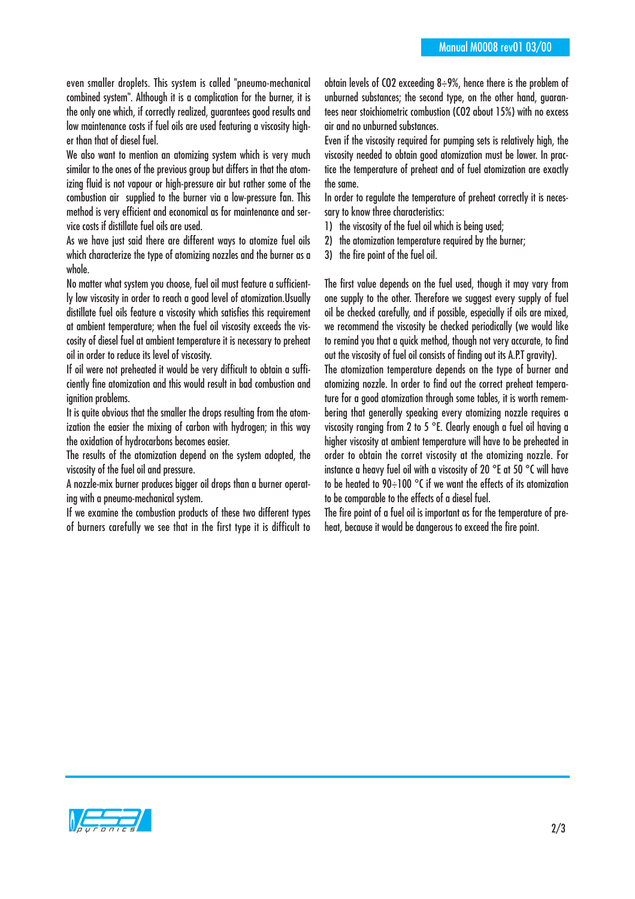even smaller droplets. This system is called "pneumo-mechanical combined system". Although it is a complication for the burner, it is the only one which, if correctly realized, guarantees good results and low maintenance costs if fuel oils are used featuring a viscosity higher than that of diesel fuel.

We also want to mention an atomizing system which is very much similar to the ones of the previous group but differs in that the atomizing fluid is not vapour or high-pressure air but rather some of the combustion air supplied to the burner via a low-pressure fan. This method is very efficient and economical as for maintenance and service costs if distillate fuel oils are used.

As we have just said there are different ways to atomize fuel oils which characterize the type of atomizing nozzles and the burner as a whole.

No matter what system you choose, fuel oil must feature a sufficiently low viscosity in order to reach a good level of atomization.Usually distillate fuel oils feature a viscosity which satisfies this requirement at ambient temperature; when the fuel oil viscosity exceeds the viscosity of diesel fuel at ambient temperature it is necessary to preheat oil in order to reduce its level of viscosity.

If oil were not preheated it would be very difficult to obtain a sufficiently fine atomization and this would result in bad combustion and ignition problems.

It is quite obvious that the smaller the drops resulting from the atomization the easier the mixing of carbon with hydrogen; in this way the oxidation of hydrocarbons becomes easier.

The results of the atomization depend on the system adopted, the viscosity of the fuel oil and pressure.

A nozzle-mix burner produces bigger oil drops than a burner operating with a pneumo-mechanical system.

If we examine the combustion products of these two different types of burners carefully we see that in the first type it is difficult to obtain levels of $CO_2$ exceeding 8÷9%, hence there is the problem of unburned substances; the second type, on the other hand, guarantees near stoichiometric combustion ($CO_2$ about 15%) with no excess air and no unburned substances.

Even if the viscosity required for pumping sets is relatively high, the viscosity needed to obtain good atomization must be lower. In practice the temperature of preheat and of fuel atomization are exactly the same.

In order to regulate the temperature of preheat correctly it is necessary to know three characteristics:

1) the viscosity of the fuel oil which is being used;
2) the atomization temperature required by the burner;
3) the fire point of the fuel oil.

The first value depends on the fuel used, though it may vary from one supply to the other. Therefore we suggest every supply of fuel oil be checked carefully, and if possible, especially if oils are mixed, we recommend the viscosity be checked periodically (we would like to remind you that a quick method, though not very accurate, to find out the viscosity of fuel oil consists of finding out its A.P.T gravity).

The atomization temperature depends on the type of burner and atomizing nozzle. In order to find out the correct preheat temperature for a good atomization through some tables, it is worth remembering that generally speaking every atomizing nozzle requires a viscosity ranging from 2 to 5 °E. Clearly enough a fuel oil having a higher viscosity at ambient temperature will have to be preheated in order to obtain the corret viscosity at the atomizing nozzle. For instance a heavy fuel oil with a viscosity of 20 °E at 50 °C will have to be heated to 90÷100 °C if we want the effects of its atomization to be comparable to the effects of a diesel fuel.

The fire point of a fuel oil is important as for the temperature of preheat, because it would be dangerous to exceed the fire point.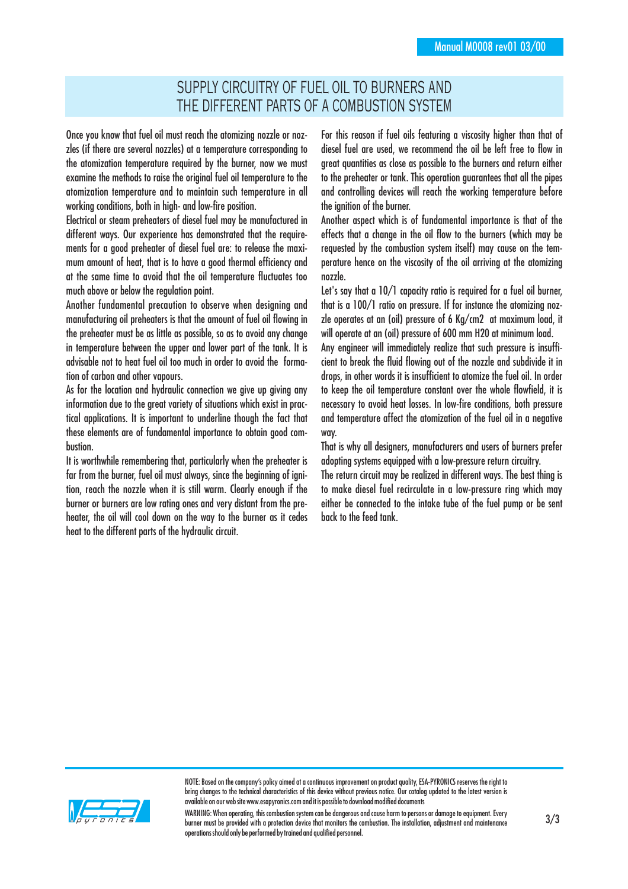# SUPPLY CIRCUITRY OF FUEL OIL TO BURNERS AND THE DIFFERENT PARTS OF A COMBUSTION SYSTEM

Once you know that fuel oil must reach the atomizing nozzle or nozzles (if there are several nozzles) at a temperature corresponding to the atomization temperature required by the burner, now we must examine the methods to raise the original fuel oil temperature to the atomization temperature and to maintain such temperature in all working conditions, both in high- and low-fire position.

Electrical or steam preheaters of diesel fuel may be manufactured in different ways. Our experience has demonstrated that the requirements for a good preheater of diesel fuel are: to release the maximum amount of heat, that is to have a good thermal efficiency and at the same time to avoid that the oil temperature fluctuates too much above or below the regulation point.

Another fundamental precaution to observe when designing and manufacturing oil preheaters is that the amount of fuel oil flowing in the preheater must be as little as possible, so as to avoid any change in temperature between the upper and lower part of the tank. It is advisable not to heat fuel oil too much in order to avoid the formation of carbon and other vapours.

As for the location and hydraulic connection we give up giving any information due to the great variety of situations which exist in practical applications. It is important to underline though the fact that these elements are of fundamental importance to obtain good combustion.

It is worthwhile remembering that, particularly when the preheater is far from the burner, fuel oil must always, since the beginning of ignition, reach the nozzle when it is still warm. Clearly enough if the burner or burners are low rating ones and very distant from the preheater, the oil will cool down on the way to the burner as it cedes heat to the different parts of the hydraulic circuit.

For this reason if fuel oils featuring a viscosity higher than that of diesel fuel are used, we recommend the oil be left free to flow in great quantities as close as possible to the burners and return either to the preheater or tank. This operation guarantees that all the pipes and controlling devices will reach the working temperature before the ignition of the burner.

Another aspect which is of fundamental importance is that of the effects that a change in the oil flow to the burners (which may be requested by the combustion system itself) may cause on the temperature hence on the viscosity of the oil arriving at the atomizing nozzle.

Let's say that a 10/1 capacity ratio is required for a fuel oil burner, that is a 100/1 ratio on pressure. If for instance the atomizing nozzle operates at an (oil) pressure of 6 Kg/cm2 at maximum load, it will operate at an (oil) pressure of 600 mm H20 at minimum load.

Any engineer will immediately realize that such pressure is insufficient to break the fluid flowing out of the nozzle and subdivide it in drops, in other words it is insufficient to atomize the fuel oil. In order to keep the oil temperature constant over the whole flowfield, it is necessary to avoid heat losses. In low-fire conditions, both pressure and temperature affect the atomization of the fuel oil in a negative way.

That is why all designers, manufacturers and users of burners prefer adopting systems equipped with a low-pressure return circuitry.

The return circuit may be realized in different ways. The best thing is to make diesel fuel recirculate in a low-pressure ring which may either be connected to the intake tube of the fuel pump or be sent back to the feed tank.

NOTE: Based on the company's policy aimed at a continuous improvement on product quality, ESA-PYRONICS reserves the right to bring changes to the technical characteristics of this device without previous notice. Our catalog updated to the latest version is available on our web site www.esapyronics.com and it is possible to download modified documents

WARNING: When operating, this combustion system can be dangerous and cause harm to persons or damage to equipment. Every burner must be provided with a protection device that monitors the combustion. The installation, adjustment and maintenance operations should only be performed by trained and qualified personnel.